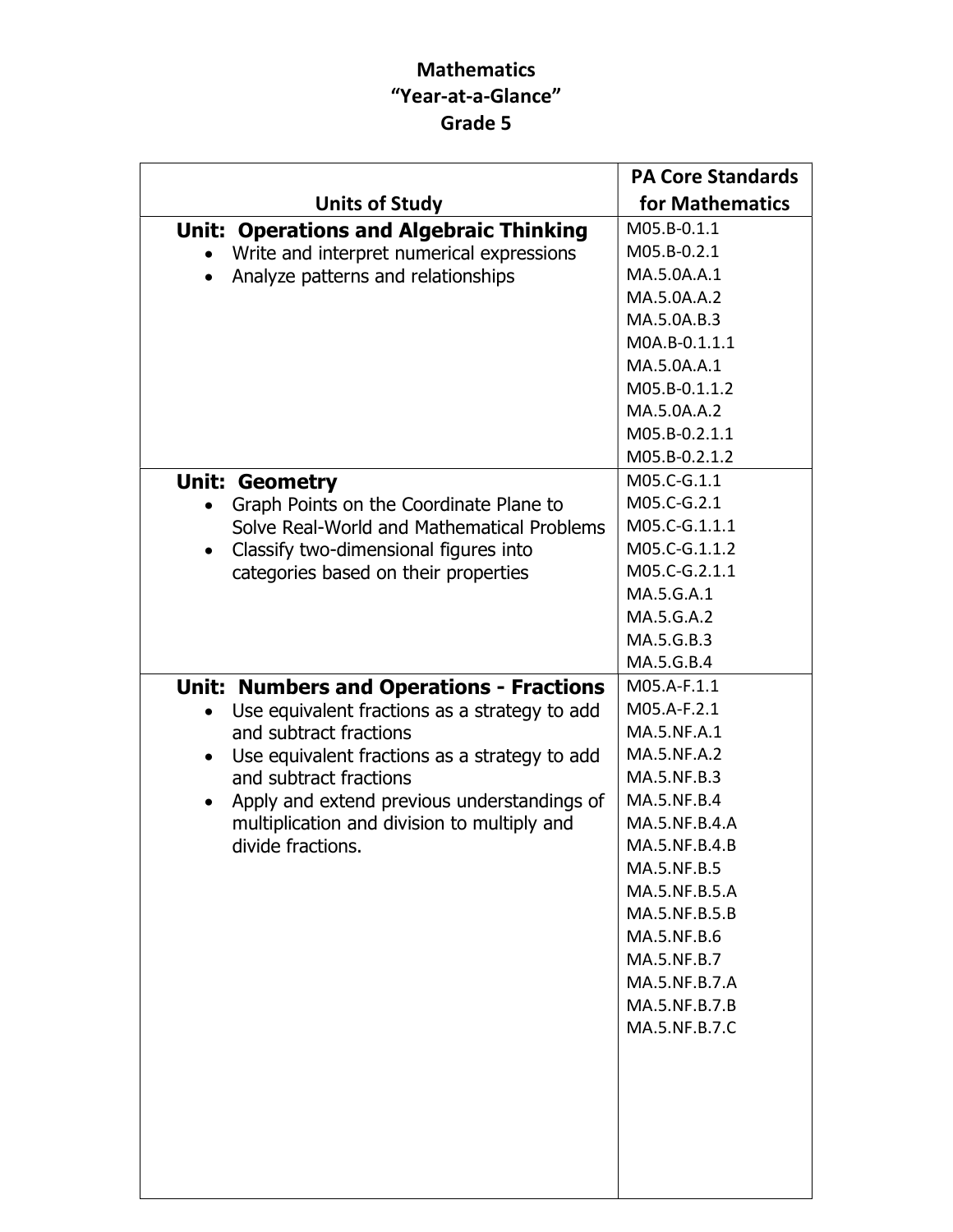# Mathematics
# "Year-at-a-Glance"
# Grade 5

| Units of Study | PA Core Standards for Mathematics |
| --- | --- |
| **Unit: Operations and Algebraic Thinking**<br>• Write and interpret numerical expressions<br>• Analyze patterns and relationships | M05.B-0.1.1<br>M05.B-0.2.1<br>MA.5.0A.A.1<br>MA.5.0A.A.2<br>MA.5.0A.B.3<br>M0A.B-0.1.1.1<br>MA.5.0A.A.1<br>M05.B-0.1.1.2<br>MA.5.0A.A.2<br>M05.B-0.2.1.1<br>M05.B-0.2.1.2 |
| **Unit: Geometry**<br>• Graph Points on the Coordinate Plane to Solve Real-World and Mathematical Problems<br>• Classify two-dimensional figures into categories based on their properties | M05.C-G.1.1<br>M05.C-G.2.1<br>M05.C-G.1.1.1<br>M05.C-G.1.1.2<br>M05.C-G.2.1.1<br>MA.5.G.A.1<br>MA.5.G.A.2<br>MA.5.G.B.3<br>MA.5.G.B.4 |
| **Unit: Numbers and Operations - Fractions**<br>• Use equivalent fractions as a strategy to add and subtract fractions<br>• Use equivalent fractions as a strategy to add and subtract fractions<br>• Apply and extend previous understandings of multiplication and division to multiply and divide fractions. | M05.A-F.1.1<br>M05.A-F.2.1<br>MA.5.NF.A.1<br>MA.5.NF.A.2<br>MA.5.NF.B.3<br>MA.5.NF.B.4<br>MA.5.NF.B.4.A<br>MA.5.NF.B.4.B<br>MA.5.NF.B.5<br>MA.5.NF.B.5.A<br>MA.5.NF.B.5.B<br>MA.5.NF.B.6<br>MA.5.NF.B.7<br>MA.5.NF.B.7.A<br>MA.5.NF.B.7.B<br>MA.5.NF.B.7.C |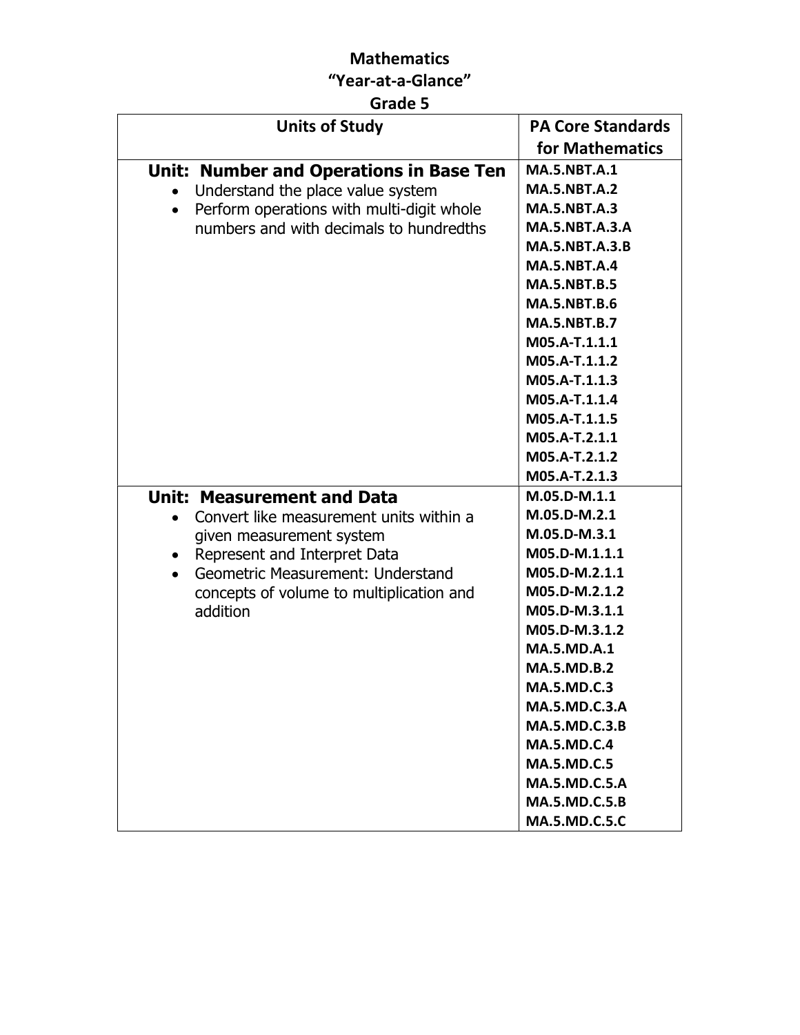**Mathematics**
**"Year-at-a-Glance"**
**Grade 5**

| Units of Study | PA Core Standards for Mathematics |
|---|---|
| **Unit: Number and Operations in Base Ten**<br>• Understand the place value system<br>• Perform operations with multi-digit whole numbers and with decimals to hundredths | **MA.5.NBT.A.1**<br>**MA.5.NBT.A.2**<br>**MA.5.NBT.A.3**<br>**MA.5.NBT.A.3.A**<br>**MA.5.NBT.A.3.B**<br>**MA.5.NBT.A.4**<br>**MA.5.NBT.B.5**<br>**MA.5.NBT.B.6**<br>**MA.5.NBT.B.7**<br>**M05.A-T.1.1.1**<br>**M05.A-T.1.1.2**<br>**M05.A-T.1.1.3**<br>**M05.A-T.1.1.4**<br>**M05.A-T.1.1.5**<br>**M05.A-T.2.1.1**<br>**M05.A-T.2.1.2**<br>**M05.A-T.2.1.3** |
| **Unit: Measurement and Data**<br>• Convert like measurement units within a given measurement system<br>• Represent and Interpret Data<br>• Geometric Measurement: Understand concepts of volume to multiplication and addition | **M.05.D-M.1.1**<br>**M.05.D-M.2.1**<br>**M.05.D-M.3.1**<br>**M05.D-M.1.1.1**<br>**M05.D-M.2.1.1**<br>**M05.D-M.2.1.2**<br>**M05.D-M.3.1.1**<br>**M05.D-M.3.1.2**<br>**MA.5.MD.A.1**<br>**MA.5.MD.B.2**<br>**MA.5.MD.C.3**<br>**MA.5.MD.C.3.A**<br>**MA.5.MD.C.3.B**<br>**MA.5.MD.C.4**<br>**MA.5.MD.C.5**<br>**MA.5.MD.C.5.A**<br>**MA.5.MD.C.5.B**<br>**MA.5.MD.C.5.C** |